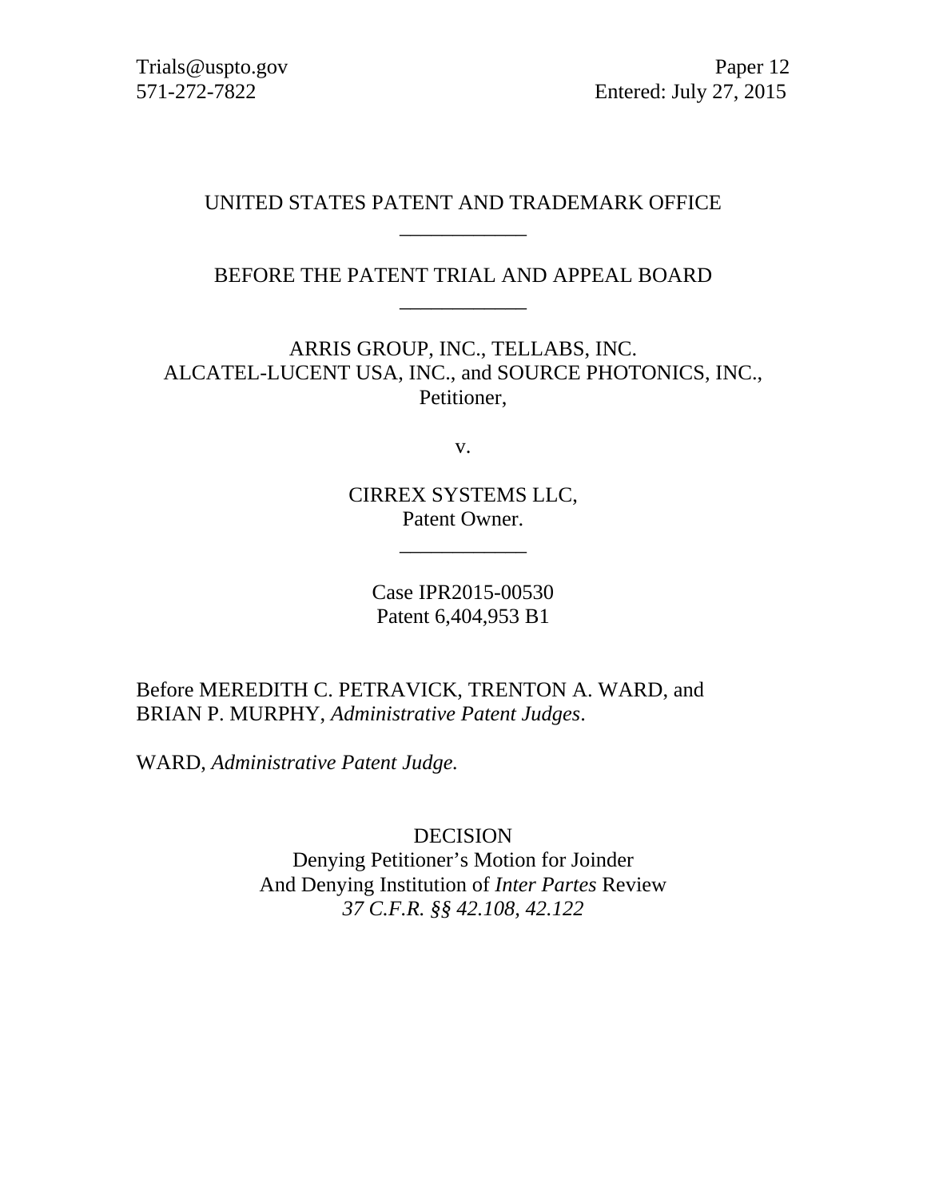Trials@uspto.gov
571-272-7822

Paper 12
Entered: July 27, 2015

UNITED STATES PATENT AND TRADEMARK OFFICE

____________

BEFORE THE PATENT TRIAL AND APPEAL BOARD

____________

ARRIS GROUP, INC., TELLABS, INC.
ALCATEL-LUCENT USA, INC., and SOURCE PHOTONICS, INC.,
Petitioner,

v.

CIRREX SYSTEMS LLC,
Patent Owner.

____________

Case IPR2015-00530
Patent 6,404,953 B1

Before MEREDITH C. PETRAVICK, TRENTON A. WARD, and BRIAN P. MURPHY, *Administrative Patent Judges*.

WARD, *Administrative Patent Judge.*

DECISION
Denying Petitioner's Motion for Joinder
And Denying Institution of *Inter Partes* Review
*37 C.F.R. §§ 42.108, 42.122*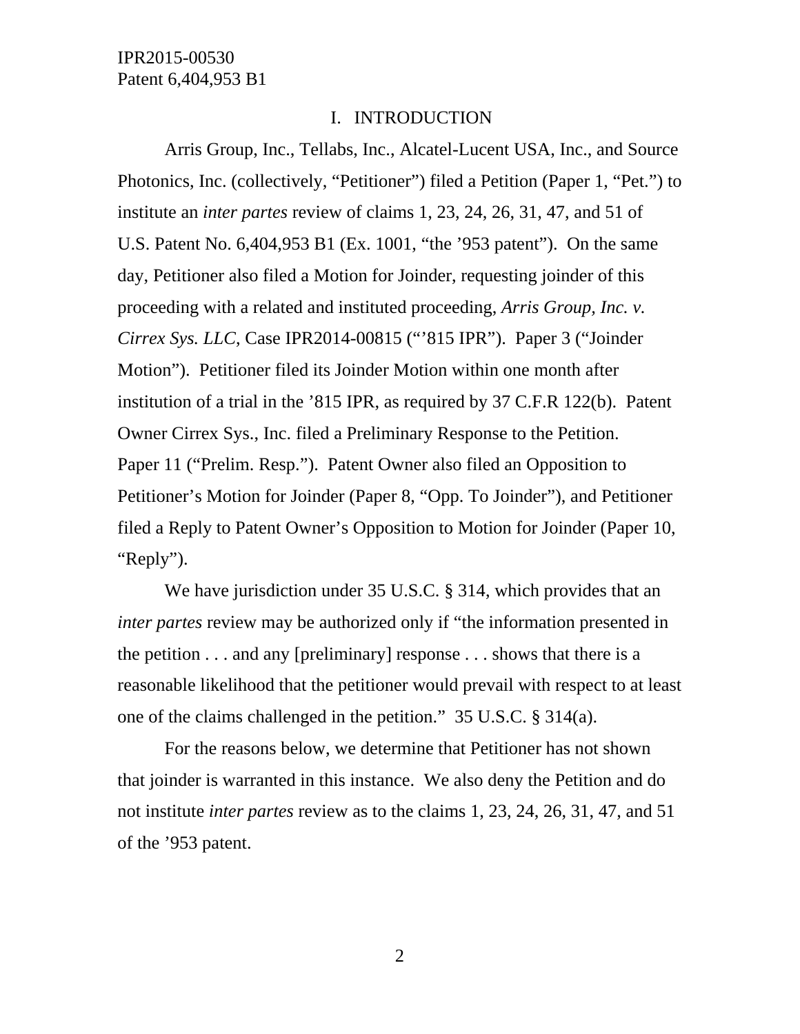# I. INTRODUCTION

Arris Group, Inc., Tellabs, Inc., Alcatel-Lucent USA, Inc., and Source Photonics, Inc. (collectively, "Petitioner") filed a Petition (Paper 1, "Pet.") to institute an *inter partes* review of claims 1, 23, 24, 26, 31, 47, and 51 of U.S. Patent No. 6,404,953 B1 (Ex. 1001, "the '953 patent"). On the same day, Petitioner also filed a Motion for Joinder, requesting joinder of this proceeding with a related and instituted proceeding, *Arris Group, Inc. v. Cirrex Sys. LLC*, Case IPR2014-00815 ("'815 IPR"). Paper 3 ("Joinder Motion"). Petitioner filed its Joinder Motion within one month after institution of a trial in the '815 IPR, as required by 37 C.F.R 122(b). Patent Owner Cirrex Sys., Inc. filed a Preliminary Response to the Petition. Paper 11 ("Prelim. Resp."). Patent Owner also filed an Opposition to Petitioner's Motion for Joinder (Paper 8, "Opp. To Joinder"), and Petitioner filed a Reply to Patent Owner's Opposition to Motion for Joinder (Paper 10, "Reply").

We have jurisdiction under 35 U.S.C. § 314, which provides that an *inter partes* review may be authorized only if "the information presented in the petition . . . and any [preliminary] response . . . shows that there is a reasonable likelihood that the petitioner would prevail with respect to at least one of the claims challenged in the petition." 35 U.S.C. § 314(a).

For the reasons below, we determine that Petitioner has not shown that joinder is warranted in this instance. We also deny the Petition and do not institute *inter partes* review as to the claims 1, 23, 24, 26, 31, 47, and 51 of the '953 patent.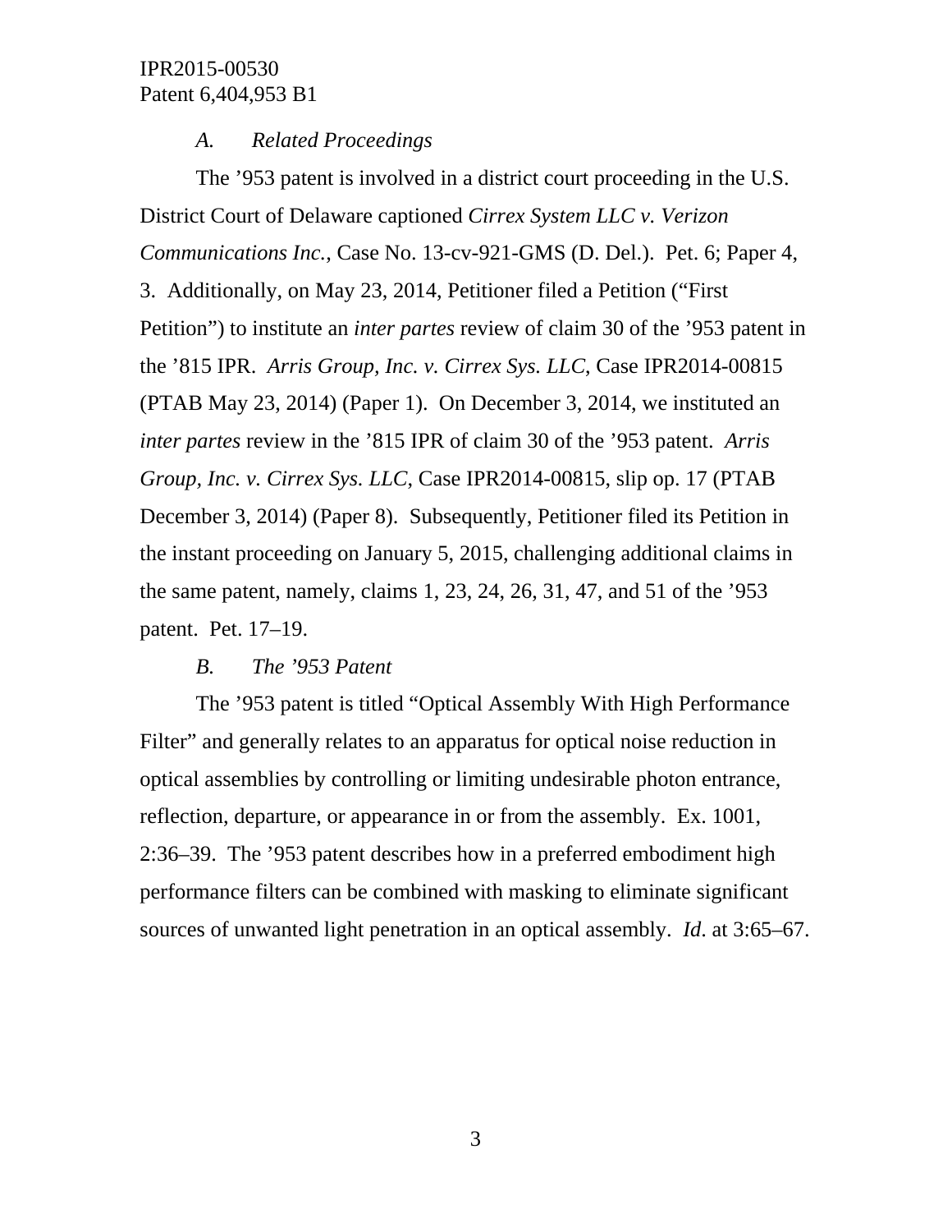### *A. Related Proceedings*

The ’953 patent is involved in a district court proceeding in the U.S. District Court of Delaware captioned *Cirrex System LLC v. Verizon Communications Inc.*, Case No. 13-cv-921-GMS (D. Del.). Pet. 6; Paper 4, 3. Additionally, on May 23, 2014, Petitioner filed a Petition (“First Petition”) to institute an *inter partes* review of claim 30 of the ’953 patent in the ’815 IPR. *Arris Group, Inc. v. Cirrex Sys. LLC*, Case IPR2014-00815 (PTAB May 23, 2014) (Paper 1). On December 3, 2014, we instituted an *inter partes* review in the ’815 IPR of claim 30 of the ’953 patent. *Arris Group, Inc. v. Cirrex Sys. LLC*, Case IPR2014-00815, slip op. 17 (PTAB December 3, 2014) (Paper 8). Subsequently, Petitioner filed its Petition in the instant proceeding on January 5, 2015, challenging additional claims in the same patent, namely, claims 1, 23, 24, 26, 31, 47, and 51 of the ’953 patent. Pet. 17–19.

### *B. The ’953 Patent*

The ’953 patent is titled “Optical Assembly With High Performance Filter” and generally relates to an apparatus for optical noise reduction in optical assemblies by controlling or limiting undesirable photon entrance, reflection, departure, or appearance in or from the assembly. Ex. 1001, 2:36–39. The ’953 patent describes how in a preferred embodiment high performance filters can be combined with masking to eliminate significant sources of unwanted light penetration in an optical assembly. *Id*. at 3:65–67.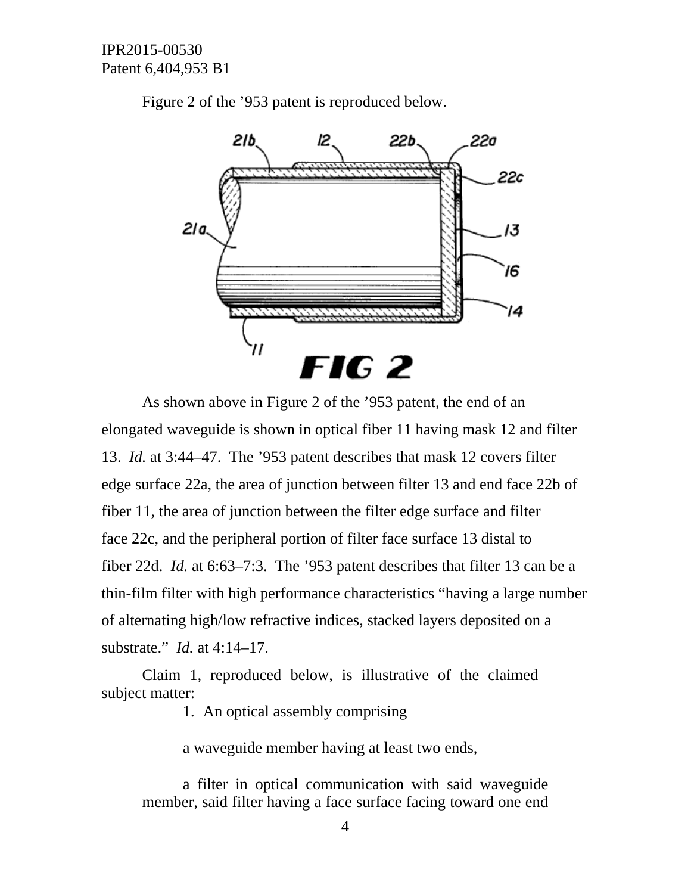Figure 2 of the ’953 patent is reproduced below.

FIG 2

As shown above in Figure 2 of the ’953 patent, the end of an elongated waveguide is shown in optical fiber 11 having mask 12 and filter 13. *Id.* at 3:44–47. The ’953 patent describes that mask 12 covers filter edge surface 22a, the area of junction between filter 13 and end face 22b of fiber 11, the area of junction between the filter edge surface and filter face 22c, and the peripheral portion of filter face surface 13 distal to fiber 22d. *Id.* at 6:63–7:3. The ’953 patent describes that filter 13 can be a thin-film filter with high performance characteristics “having a large number of alternating high/low refractive indices, stacked layers deposited on a substrate.” *Id.* at 4:14–17.

Claim 1, reproduced below, is illustrative of the claimed subject matter:

> 1. An optical assembly comprising
>
> a waveguide member having at least two ends,
>
> a filter in optical communication with said waveguide member, said filter having a face surface facing toward one end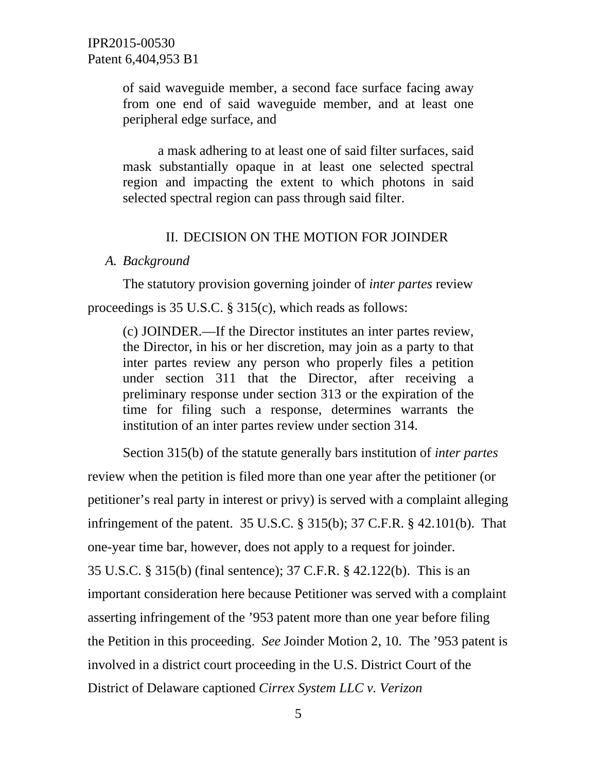> of said waveguide member, a second face surface facing away from one end of said waveguide member, and at least one peripheral edge surface, and
>
> a mask adhering to at least one of said filter surfaces, said mask substantially opaque in at least one selected spectral region and impacting the extent to which photons in said selected spectral region can pass through said filter.

## II. DECISION ON THE MOTION FOR JOINDER

### *A. Background*

The statutory provision governing joinder of *inter partes* review proceedings is 35 U.S.C. § 315(c), which reads as follows:

> (c) JOINDER.—If the Director institutes an inter partes review, the Director, in his or her discretion, may join as a party to that inter partes review any person who properly files a petition under section 311 that the Director, after receiving a preliminary response under section 313 or the expiration of the time for filing such a response, determines warrants the institution of an inter partes review under section 314.

Section 315(b) of the statute generally bars institution of *inter partes* review when the petition is filed more than one year after the petitioner (or petitioner's real party in interest or privy) is served with a complaint alleging infringement of the patent. 35 U.S.C. § 315(b); 37 C.F.R. § 42.101(b). That one-year time bar, however, does not apply to a request for joinder. 35 U.S.C. § 315(b) (final sentence); 37 C.F.R. § 42.122(b). This is an important consideration here because Petitioner was served with a complaint asserting infringement of the '953 patent more than one year before filing the Petition in this proceeding. *See* Joinder Motion 2, 10. The '953 patent is involved in a district court proceeding in the U.S. District Court of the District of Delaware captioned *Cirrex System LLC v. Verizon*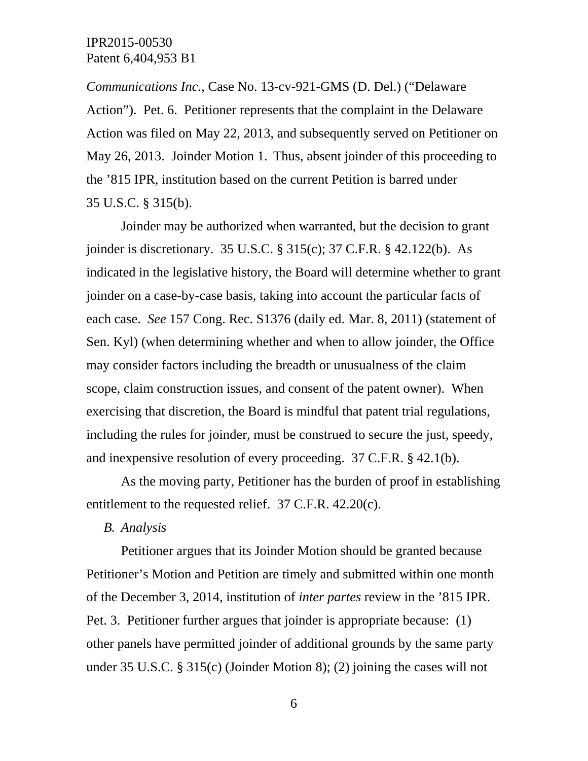*Communications Inc.*, Case No. 13-cv-921-GMS (D. Del.) ("Delaware Action"). Pet. 6. Petitioner represents that the complaint in the Delaware Action was filed on May 22, 2013, and subsequently served on Petitioner on May 26, 2013. Joinder Motion 1. Thus, absent joinder of this proceeding to the '815 IPR, institution based on the current Petition is barred under 35 U.S.C. § 315(b).

Joinder may be authorized when warranted, but the decision to grant joinder is discretionary. 35 U.S.C. § 315(c); 37 C.F.R. § 42.122(b). As indicated in the legislative history, the Board will determine whether to grant joinder on a case-by-case basis, taking into account the particular facts of each case. *See* 157 Cong. Rec. S1376 (daily ed. Mar. 8, 2011) (statement of Sen. Kyl) (when determining whether and when to allow joinder, the Office may consider factors including the breadth or unusualness of the claim scope, claim construction issues, and consent of the patent owner). When exercising that discretion, the Board is mindful that patent trial regulations, including the rules for joinder, must be construed to secure the just, speedy, and inexpensive resolution of every proceeding. 37 C.F.R. § 42.1(b).

As the moving party, Petitioner has the burden of proof in establishing entitlement to the requested relief. 37 C.F.R. 42.20(c).

### *B. Analysis*

Petitioner argues that its Joinder Motion should be granted because Petitioner's Motion and Petition are timely and submitted within one month of the December 3, 2014, institution of *inter partes* review in the '815 IPR. Pet. 3. Petitioner further argues that joinder is appropriate because: (1) other panels have permitted joinder of additional grounds by the same party under 35 U.S.C. § 315(c) (Joinder Motion 8); (2) joining the cases will not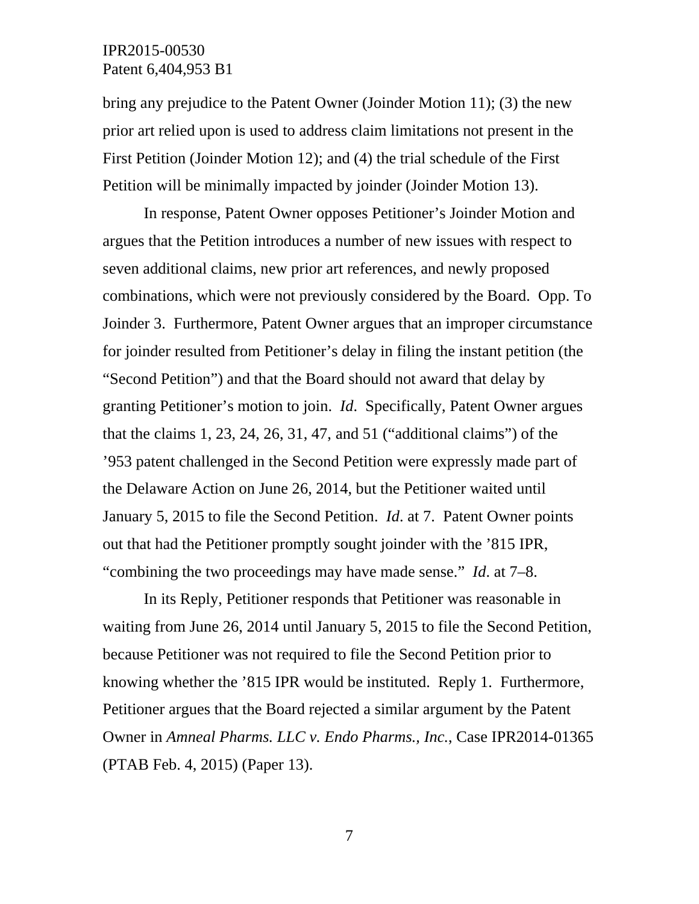bring any prejudice to the Patent Owner (Joinder Motion 11); (3) the new prior art relied upon is used to address claim limitations not present in the First Petition (Joinder Motion 12); and (4) the trial schedule of the First Petition will be minimally impacted by joinder (Joinder Motion 13).

In response, Patent Owner opposes Petitioner's Joinder Motion and argues that the Petition introduces a number of new issues with respect to seven additional claims, new prior art references, and newly proposed combinations, which were not previously considered by the Board. Opp. To Joinder 3. Furthermore, Patent Owner argues that an improper circumstance for joinder resulted from Petitioner's delay in filing the instant petition (the "Second Petition") and that the Board should not award that delay by granting Petitioner's motion to join. *Id*. Specifically, Patent Owner argues that the claims 1, 23, 24, 26, 31, 47, and 51 ("additional claims") of the '953 patent challenged in the Second Petition were expressly made part of the Delaware Action on June 26, 2014, but the Petitioner waited until January 5, 2015 to file the Second Petition. *Id*. at 7. Patent Owner points out that had the Petitioner promptly sought joinder with the '815 IPR, "combining the two proceedings may have made sense." *Id*. at 7–8.

In its Reply, Petitioner responds that Petitioner was reasonable in waiting from June 26, 2014 until January 5, 2015 to file the Second Petition, because Petitioner was not required to file the Second Petition prior to knowing whether the '815 IPR would be instituted. Reply 1. Furthermore, Petitioner argues that the Board rejected a similar argument by the Patent Owner in *Amneal Pharms. LLC v. Endo Pharms., Inc.*, Case IPR2014-01365 (PTAB Feb. 4, 2015) (Paper 13).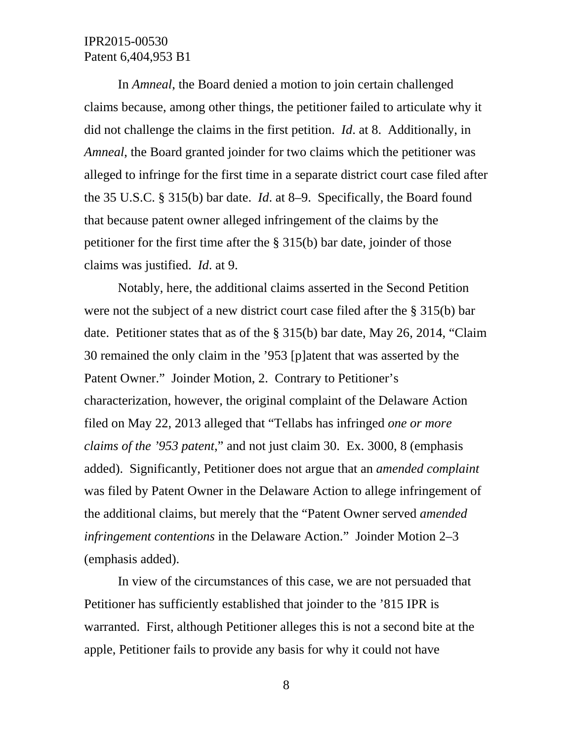In *Amneal*, the Board denied a motion to join certain challenged claims because, among other things, the petitioner failed to articulate why it did not challenge the claims in the first petition. *Id*. at 8. Additionally, in *Amneal*, the Board granted joinder for two claims which the petitioner was alleged to infringe for the first time in a separate district court case filed after the 35 U.S.C. § 315(b) bar date. *Id*. at 8–9. Specifically, the Board found that because patent owner alleged infringement of the claims by the petitioner for the first time after the § 315(b) bar date, joinder of those claims was justified. *Id*. at 9.

Notably, here, the additional claims asserted in the Second Petition were not the subject of a new district court case filed after the § 315(b) bar date. Petitioner states that as of the § 315(b) bar date, May 26, 2014, "Claim 30 remained the only claim in the '953 [p]atent that was asserted by the Patent Owner." Joinder Motion, 2. Contrary to Petitioner's characterization, however, the original complaint of the Delaware Action filed on May 22, 2013 alleged that "Tellabs has infringed *one or more claims of the '953 patent*," and not just claim 30. Ex. 3000, 8 (emphasis added). Significantly, Petitioner does not argue that an *amended complaint* was filed by Patent Owner in the Delaware Action to allege infringement of the additional claims, but merely that the "Patent Owner served *amended infringement contentions* in the Delaware Action." Joinder Motion 2–3 (emphasis added).

In view of the circumstances of this case, we are not persuaded that Petitioner has sufficiently established that joinder to the '815 IPR is warranted. First, although Petitioner alleges this is not a second bite at the apple, Petitioner fails to provide any basis for why it could not have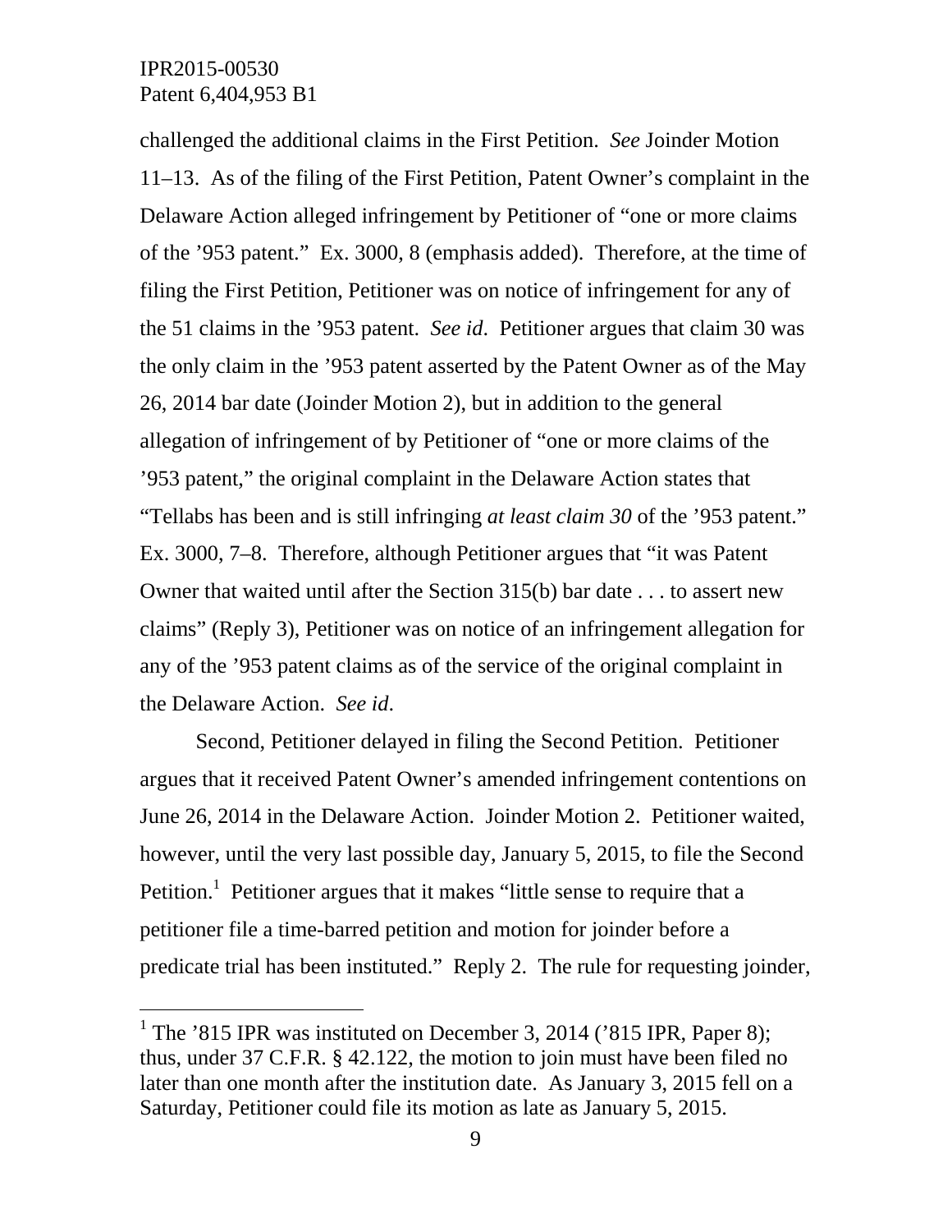challenged the additional claims in the First Petition. *See* Joinder Motion 11–13. As of the filing of the First Petition, Patent Owner's complaint in the Delaware Action alleged infringement by Petitioner of "one or more claims of the '953 patent." Ex. 3000, 8 (emphasis added). Therefore, at the time of filing the First Petition, Petitioner was on notice of infringement for any of the 51 claims in the '953 patent. *See id*. Petitioner argues that claim 30 was the only claim in the '953 patent asserted by the Patent Owner as of the May 26, 2014 bar date (Joinder Motion 2), but in addition to the general allegation of infringement of by Petitioner of "one or more claims of the '953 patent," the original complaint in the Delaware Action states that "Tellabs has been and is still infringing *at least claim 30* of the '953 patent." Ex. 3000, 7–8. Therefore, although Petitioner argues that "it was Patent Owner that waited until after the Section 315(b) bar date . . . to assert new claims" (Reply 3), Petitioner was on notice of an infringement allegation for any of the '953 patent claims as of the service of the original complaint in the Delaware Action. *See id*.

Second, Petitioner delayed in filing the Second Petition. Petitioner argues that it received Patent Owner's amended infringement contentions on June 26, 2014 in the Delaware Action. Joinder Motion 2. Petitioner waited, however, until the very last possible day, January 5, 2015, to file the Second Petition.[1] Petitioner argues that it makes "little sense to require that a petitioner file a time-barred petition and motion for joinder before a predicate trial has been instituted." Reply 2. The rule for requesting joinder,

---

[1] The '815 IPR was instituted on December 3, 2014 ('815 IPR, Paper 8); thus, under 37 C.F.R. § 42.122, the motion to join must have been filed no later than one month after the institution date. As January 3, 2015 fell on a Saturday, Petitioner could file its motion as late as January 5, 2015.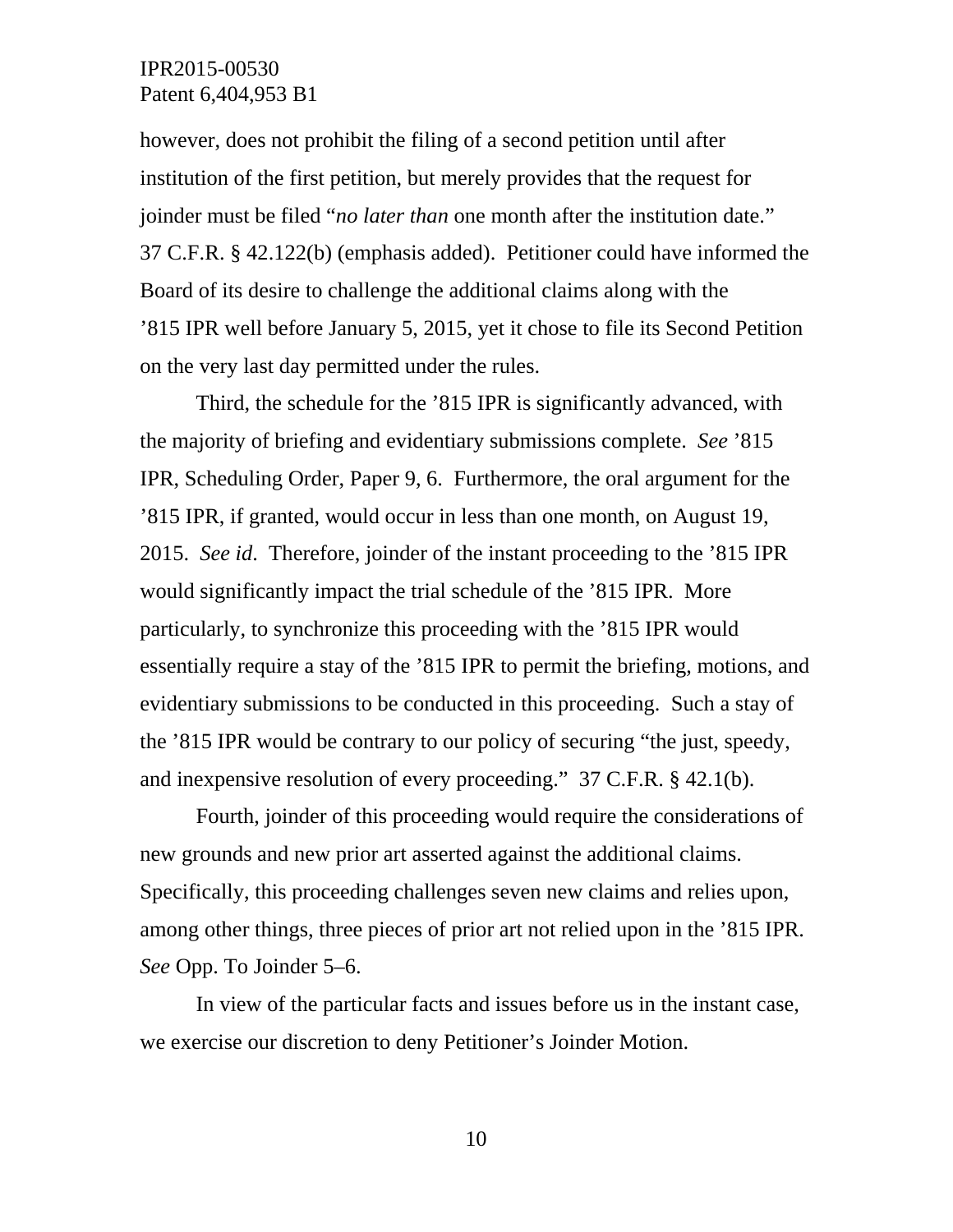however, does not prohibit the filing of a second petition until after institution of the first petition, but merely provides that the request for joinder must be filed "*no later than* one month after the institution date." 37 C.F.R. § 42.122(b) (emphasis added). Petitioner could have informed the Board of its desire to challenge the additional claims along with the '815 IPR well before January 5, 2015, yet it chose to file its Second Petition on the very last day permitted under the rules.

Third, the schedule for the '815 IPR is significantly advanced, with the majority of briefing and evidentiary submissions complete. *See* '815 IPR, Scheduling Order, Paper 9, 6. Furthermore, the oral argument for the '815 IPR, if granted, would occur in less than one month, on August 19, 2015. *See id*. Therefore, joinder of the instant proceeding to the '815 IPR would significantly impact the trial schedule of the '815 IPR. More particularly, to synchronize this proceeding with the '815 IPR would essentially require a stay of the '815 IPR to permit the briefing, motions, and evidentiary submissions to be conducted in this proceeding. Such a stay of the '815 IPR would be contrary to our policy of securing "the just, speedy, and inexpensive resolution of every proceeding." 37 C.F.R. § 42.1(b).

Fourth, joinder of this proceeding would require the considerations of new grounds and new prior art asserted against the additional claims. Specifically, this proceeding challenges seven new claims and relies upon, among other things, three pieces of prior art not relied upon in the '815 IPR. *See* Opp. To Joinder 5–6.

In view of the particular facts and issues before us in the instant case, we exercise our discretion to deny Petitioner's Joinder Motion.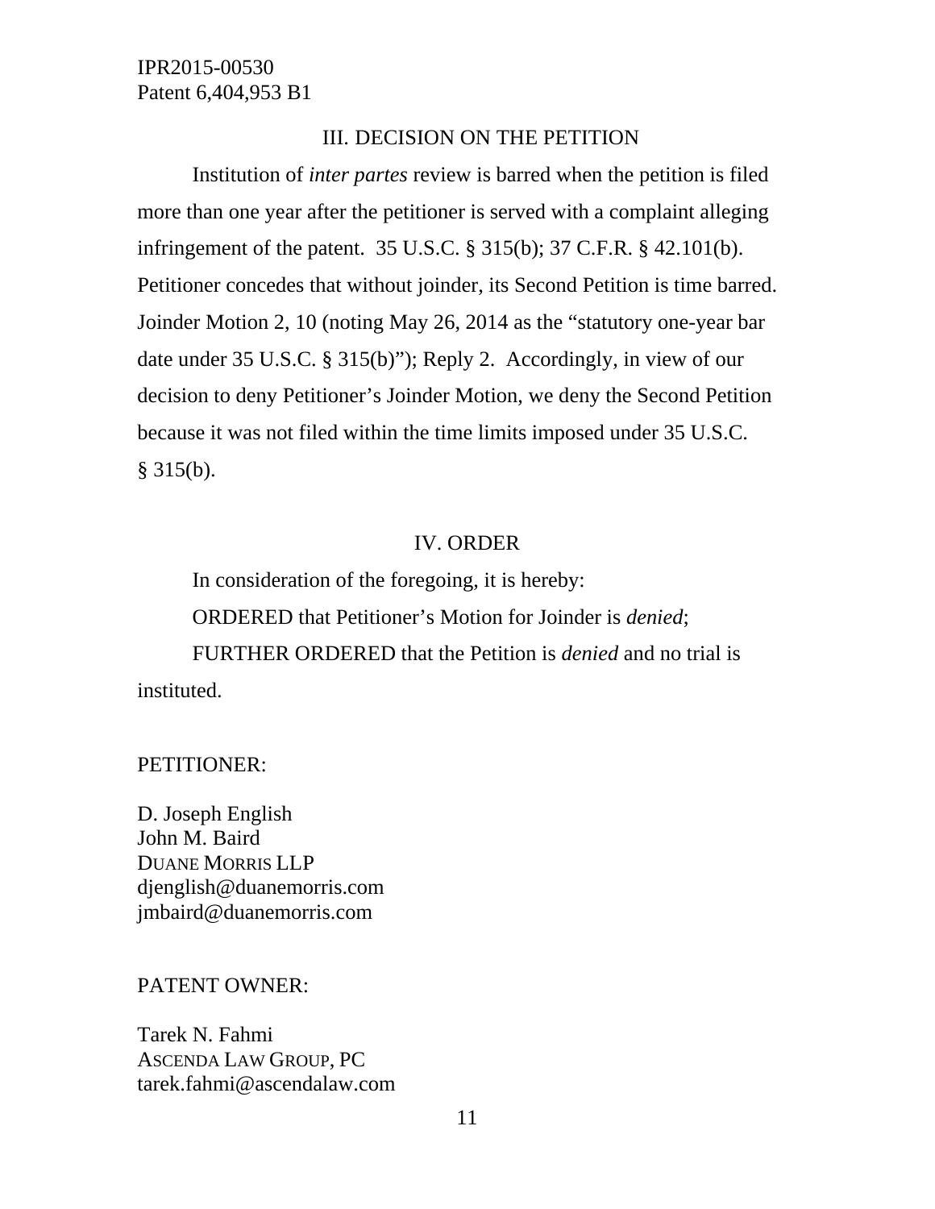## III. DECISION ON THE PETITION

Institution of *inter partes* review is barred when the petition is filed more than one year after the petitioner is served with a complaint alleging infringement of the patent. 35 U.S.C. § 315(b); 37 C.F.R. § 42.101(b). Petitioner concedes that without joinder, its Second Petition is time barred. Joinder Motion 2, 10 (noting May 26, 2014 as the "statutory one-year bar date under 35 U.S.C. § 315(b)"); Reply 2. Accordingly, in view of our decision to deny Petitioner's Joinder Motion, we deny the Second Petition because it was not filed within the time limits imposed under 35 U.S.C. § 315(b).

## IV. ORDER

In consideration of the foregoing, it is hereby:

ORDERED that Petitioner's Motion for Joinder is *denied*;

FURTHER ORDERED that the Petition is *denied* and no trial is instituted.

PETITIONER:

D. Joseph English
John M. Baird
DUANE MORRIS LLP
djenglish@duanemorris.com
jmbaird@duanemorris.com

PATENT OWNER:

Tarek N. Fahmi
ASCENDA LAW GROUP, PC
tarek.fahmi@ascendalaw.com